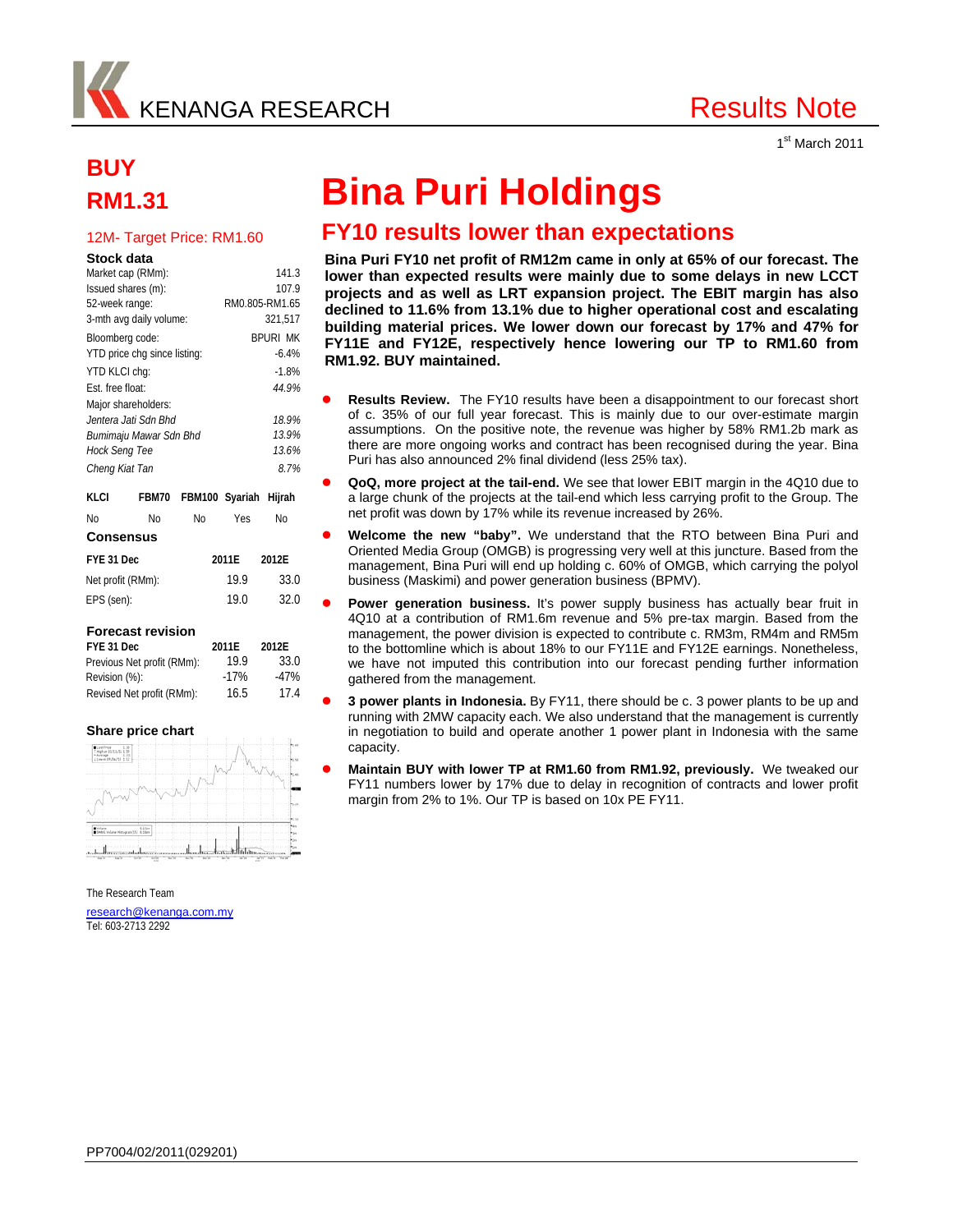KENANGA RESEARCH

Results Note

1st March 2011

# BUY
# RM1.31

12M- Target Price: RM1.60

### Stock data

| | |
|---|---|
| Market cap (RMm): | 141.3 |
| Issued shares (m): | 107.9 |
| 52-week range: | RM0.805-RM1.65 |
| 3-mth avg daily volume: | 321,517 |
| Bloomberg code: | BPURI MK |
| YTD price chg since listing: | -6.4% |
| YTD KLCI chg: | -1.8% |
| Est. free float: | *44.9%* |
| Major shareholders: | |
| *Jentera Jati Sdn Bhd* | *18.9%* |
| *Bumimaju Mawar Sdn Bhd* | *13.9%* |
| *Hock Seng Tee* | *13.6%* |
| *Cheng Kiat Tan* | *8.7%* |

| KLCI | FBM70 | FBM100 | Syariah | Hijrah |
|---|---|---|---|---|
| No | No | No | Yes | No |

### Consensus

| FYE 31 Dec | 2011E | 2012E |
|---|---|---|
| Net profit (RMm): | 19.9 | 33.0 |
| EPS (sen): | 19.0 | 32.0 |

### Forecast revision

| FYE 31 Dec | 2011E | 2012E |
|---|---|---|
| Previous Net profit (RMm): | 19.9 | 33.0 |
| Revision (%): | -17% | -47% |
| Revised Net profit (RMm): | 16.5 | 17.4 |

### Share price chart

The Research Team

research@kenanga.com.my
Tel: 603-2713 2292

# Bina Puri Holdings

## FY10 results lower than expectations

**Bina Puri FY10 net profit of RM12m came in only at 65% of our forecast. The lower than expected results were mainly due to some delays in new LCCT projects and as well as LRT expansion project. The EBIT margin has also declined to 11.6% from 13.1% due to higher operational cost and escalating building material prices. We lower down our forecast by 17% and 47% for FY11E and FY12E, respectively hence lowering our TP to RM1.60 from RM1.92. BUY maintained.**

- **Results Review.** The FY10 results have been a disappointment to our forecast short of c. 35% of our full year forecast. This is mainly due to our over-estimate margin assumptions. On the positive note, the revenue was higher by 58% RM1.2b mark as there are more ongoing works and contract has been recognised during the year. Bina Puri has also announced 2% final dividend (less 25% tax).
- **QoQ, more project at the tail-end.** We see that lower EBIT margin in the 4Q10 due to a large chunk of the projects at the tail-end which less carrying profit to the Group. The net profit was down by 17% while its revenue increased by 26%.
- **Welcome the new "baby".** We understand that the RTO between Bina Puri and Oriented Media Group (OMGB) is progressing very well at this juncture. Based from the management, Bina Puri will end up holding c. 60% of OMGB, which carrying the polyol business (Maskimi) and power generation business (BPMV).
- **Power generation business.** It's power supply business has actually bear fruit in 4Q10 at a contribution of RM1.6m revenue and 5% pre-tax margin. Based from the management, the power division is expected to contribute c. RM3m, RM4m and RM5m to the bottomline which is about 18% to our FY11E and FY12E earnings. Nonetheless, we have not imputed this contribution into our forecast pending further information gathered from the management.
- **3 power plants in Indonesia.** By FY11, there should be c. 3 power plants to be up and running with 2MW capacity each. We also understand that the management is currently in negotiation to build and operate another 1 power plant in Indonesia with the same capacity.
- **Maintain BUY with lower TP at RM1.60 from RM1.92, previously.** We tweaked our FY11 numbers lower by 17% due to delay in recognition of contracts and lower profit margin from 2% to 1%. Our TP is based on 10x PE FY11.

PP7004/02/2011(029201)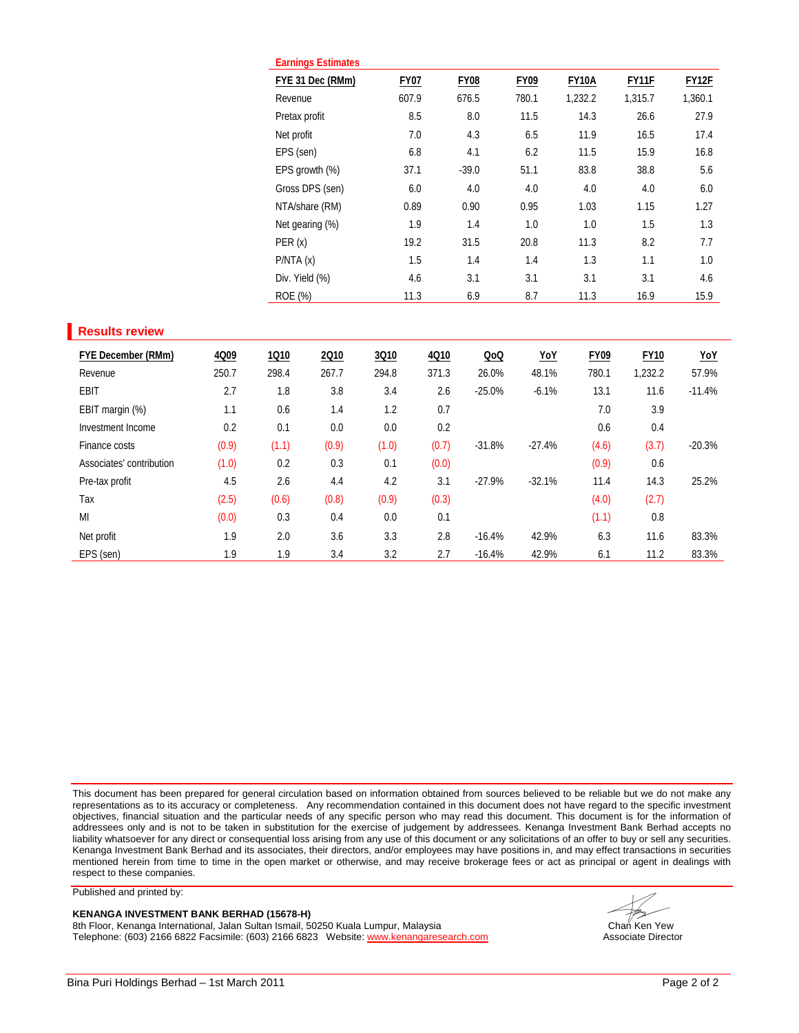**Earnings Estimates**

| FYE 31 Dec (RMm) | FY07 | FY08 | FY09 | FY10A | FY11F | FY12F |
|---|---|---|---|---|---|---|
| Revenue | 607.9 | 676.5 | 780.1 | 1,232.2 | 1,315.7 | 1,360.1 |
| Pretax profit | 8.5 | 8.0 | 11.5 | 14.3 | 26.6 | 27.9 |
| Net profit | 7.0 | 4.3 | 6.5 | 11.9 | 16.5 | 17.4 |
| EPS (sen) | 6.8 | 4.1 | 6.2 | 11.5 | 15.9 | 16.8 |
| EPS growth (%) | 37.1 | -39.0 | 51.1 | 83.8 | 38.8 | 5.6 |
| Gross DPS (sen) | 6.0 | 4.0 | 4.0 | 4.0 | 4.0 | 6.0 |
| NTA/share (RM) | 0.89 | 0.90 | 0.95 | 1.03 | 1.15 | 1.27 |
| Net gearing (%) | 1.9 | 1.4 | 1.0 | 1.0 | 1.5 | 1.3 |
| PER (x) | 19.2 | 31.5 | 20.8 | 11.3 | 8.2 | 7.7 |
| P/NTA (x) | 1.5 | 1.4 | 1.4 | 1.3 | 1.1 | 1.0 |
| Div. Yield (%) | 4.6 | 3.1 | 3.1 | 3.1 | 3.1 | 4.6 |
| ROE (%) | 11.3 | 6.9 | 8.7 | 11.3 | 16.9 | 15.9 |

## Results review

| FYE December (RMm) | 4Q09 | 1Q10 | 2Q10 | 3Q10 | 4Q10 | QoQ | YoY | FY09 | FY10 | YoY |
|---|---|---|---|---|---|---|---|---|---|---|
| Revenue | 250.7 | 298.4 | 267.7 | 294.8 | 371.3 | 26.0% | 48.1% | 780.1 | 1,232.2 | 57.9% |
| EBIT | 2.7 | 1.8 | 3.8 | 3.4 | 2.6 | -25.0% | -6.1% | 13.1 | 11.6 | -11.4% |
| EBIT margin (%) | 1.1 | 0.6 | 1.4 | 1.2 | 0.7 | | | 7.0 | 3.9 | |
| Investment Income | 0.2 | 0.1 | 0.0 | 0.0 | 0.2 | | | 0.6 | 0.4 | |
| Finance costs | (0.9) | (1.1) | (0.9) | (1.0) | (0.7) | -31.8% | -27.4% | (4.6) | (3.7) | -20.3% |
| Associates' contribution | (1.0) | 0.2 | 0.3 | 0.1 | (0.0) | | | (0.9) | 0.6 | |
| Pre-tax profit | 4.5 | 2.6 | 4.4 | 4.2 | 3.1 | -27.9% | -32.1% | 11.4 | 14.3 | 25.2% |
| Tax | (2.5) | (0.6) | (0.8) | (0.9) | (0.3) | | | (4.0) | (2.7) | |
| MI | (0.0) | 0.3 | 0.4 | 0.0 | 0.1 | | | (1.1) | 0.8 | |
| Net profit | 1.9 | 2.0 | 3.6 | 3.3 | 2.8 | -16.4% | 42.9% | 6.3 | 11.6 | 83.3% |
| EPS (sen) | 1.9 | 1.9 | 3.4 | 3.2 | 2.7 | -16.4% | 42.9% | 6.1 | 11.2 | 83.3% |

This document has been prepared for general circulation based on information obtained from sources believed to be reliable but we do not make any representations as to its accuracy or completeness. Any recommendation contained in this document does not have regard to the specific investment objectives, financial situation and the particular needs of any specific person who may read this document. This document is for the information of addressees only and is not to be taken in substitution for the exercise of judgement by addressees. Kenanga Investment Bank Berhad accepts no liability whatsoever for any direct or consequential loss arising from any use of this document or any solicitations of an offer to buy or sell any securities. Kenanga Investment Bank Berhad and its associates, their directors, and/or employees may have positions in, and may effect transactions in securities mentioned herein from time to time in the open market or otherwise, and may receive brokerage fees or act as principal or agent in dealings with respect to these companies.

Published and printed by:

**KENANGA INVESTMENT BANK BERHAD (15678-H)**
8th Floor, Kenanga International, Jalan Sultan Ismail, 50250 Kuala Lumpur, Malaysia
Telephone: (603) 2166 6822 Facsimile: (603) 2166 6823 Website: www.kenangaresearch.com

Chan Ken Yew
Associate Director

Bina Puri Holdings Berhad – 1st March 2011